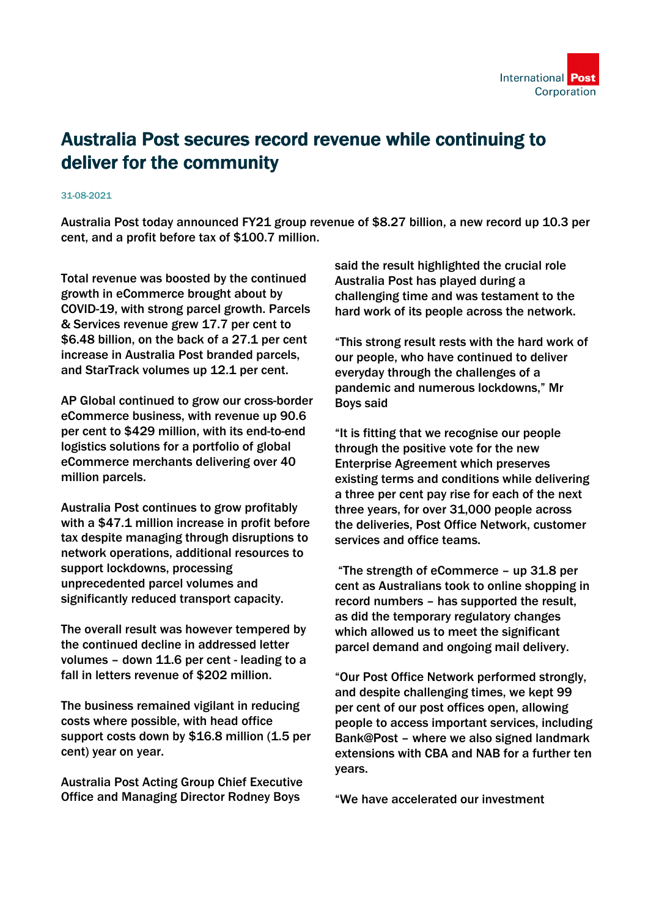# Australia Post secures record revenue while continuing to deliver for the community

31-08-2021

Australia Post today announced FY21 group revenue of $8.27 billion, a new record up 10.3 per cent, and a profit before tax of $100.7 million.

Total revenue was boosted by the continued growth in eCommerce brought about by COVID-19, with strong parcel growth. Parcels & Services revenue grew 17.7 per cent to $6.48 billion, on the back of a 27.1 per cent increase in Australia Post branded parcels, and StarTrack volumes up 12.1 per cent.

AP Global continued to grow our cross-border eCommerce business, with revenue up 90.6 per cent to $429 million, with its end-to-end logistics solutions for a portfolio of global eCommerce merchants delivering over 40 million parcels.

Australia Post continues to grow profitably with a $47.1 million increase in profit before tax despite managing through disruptions to network operations, additional resources to support lockdowns, processing unprecedented parcel volumes and significantly reduced transport capacity.

The overall result was however tempered by the continued decline in addressed letter volumes – down 11.6 per cent - leading to a fall in letters revenue of $202 million.

The business remained vigilant in reducing costs where possible, with head office support costs down by $16.8 million (1.5 per cent) year on year.

Australia Post Acting Group Chief Executive Office and Managing Director Rodney Boys said the result highlighted the crucial role Australia Post has played during a challenging time and was testament to the hard work of its people across the network.

"This strong result rests with the hard work of our people, who have continued to deliver everyday through the challenges of a pandemic and numerous lockdowns," Mr Boys said

"It is fitting that we recognise our people through the positive vote for the new Enterprise Agreement which preserves existing terms and conditions while delivering a three per cent pay rise for each of the next three years, for over 31,000 people across the deliveries, Post Office Network, customer services and office teams.

"The strength of eCommerce – up 31.8 per cent as Australians took to online shopping in record numbers – has supported the result, as did the temporary regulatory changes which allowed us to meet the significant parcel demand and ongoing mail delivery.

"Our Post Office Network performed strongly, and despite challenging times, we kept 99 per cent of our post offices open, allowing people to access important services, including Bank@Post – where we also signed landmark extensions with CBA and NAB for a further ten years.

"We have accelerated our investment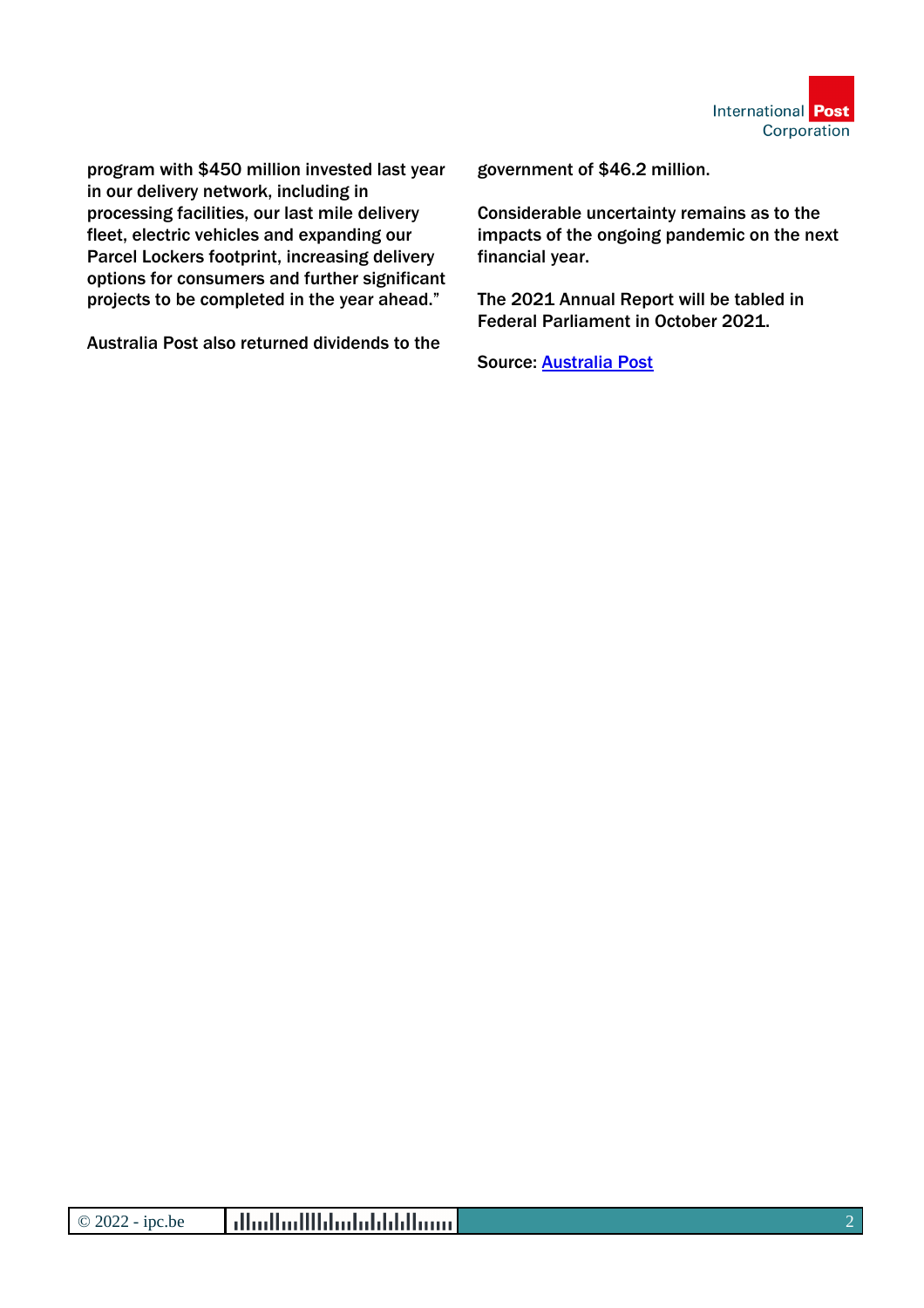program with $450 million invested last year in our delivery network, including in processing facilities, our last mile delivery fleet, electric vehicles and expanding our Parcel Lockers footprint, increasing delivery options for consumers and further significant projects to be completed in the year ahead."

Australia Post also returned dividends to the government of $46.2 million.

Considerable uncertainty remains as to the impacts of the ongoing pandemic on the next financial year.

The 2021 Annual Report will be tabled in Federal Parliament in October 2021.

Source: [Australia Post]